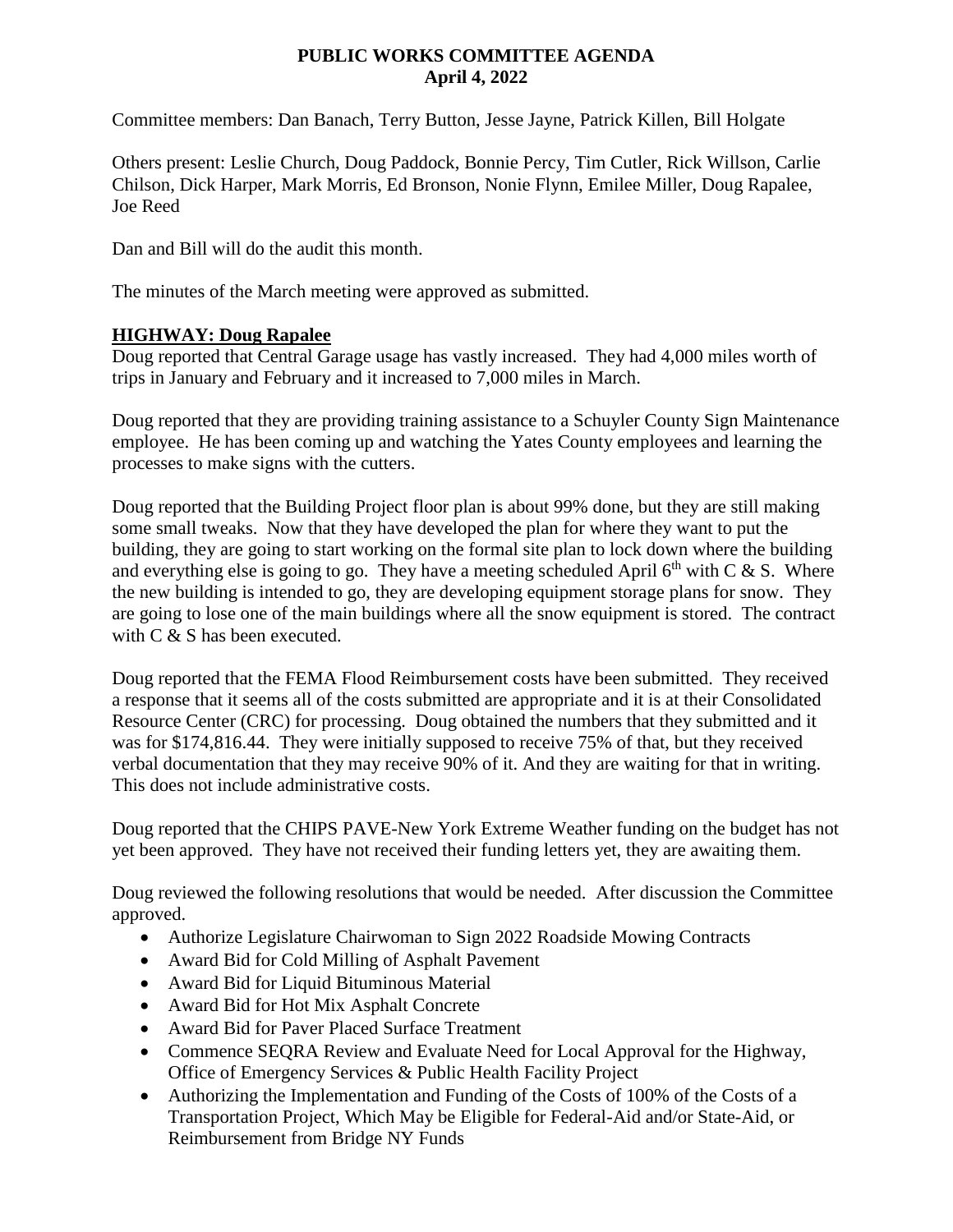# PUBLIC WORKS COMMITTEE AGENDA
## April 4, 2022

Committee members: Dan Banach, Terry Button, Jesse Jayne, Patrick Killen, Bill Holgate

Others present: Leslie Church, Doug Paddock, Bonnie Percy, Tim Cutler, Rick Willson, Carlie Chilson, Dick Harper, Mark Morris, Ed Bronson, Nonie Flynn, Emilee Miller, Doug Rapalee, Joe Reed

Dan and Bill will do the audit this month.

The minutes of the March meeting were approved as submitted.

### HIGHWAY: Doug Rapalee

Doug reported that Central Garage usage has vastly increased. They had 4,000 miles worth of trips in January and February and it increased to 7,000 miles in March.

Doug reported that they are providing training assistance to a Schuyler County Sign Maintenance employee. He has been coming up and watching the Yates County employees and learning the processes to make signs with the cutters.

Doug reported that the Building Project floor plan is about 99% done, but they are still making some small tweaks. Now that they have developed the plan for where they want to put the building, they are going to start working on the formal site plan to lock down where the building and everything else is going to go. They have a meeting scheduled April 6th with C & S. Where the new building is intended to go, they are developing equipment storage plans for snow. They are going to lose one of the main buildings where all the snow equipment is stored. The contract with C & S has been executed.

Doug reported that the FEMA Flood Reimbursement costs have been submitted. They received a response that it seems all of the costs submitted are appropriate and it is at their Consolidated Resource Center (CRC) for processing. Doug obtained the numbers that they submitted and it was for $174,816.44. They were initially supposed to receive 75% of that, but they received verbal documentation that they may receive 90% of it. And they are waiting for that in writing. This does not include administrative costs.

Doug reported that the CHIPS PAVE-New York Extreme Weather funding on the budget has not yet been approved. They have not received their funding letters yet, they are awaiting them.

Doug reviewed the following resolutions that would be needed. After discussion the Committee approved.

- Authorize Legislature Chairwoman to Sign 2022 Roadside Mowing Contracts
- Award Bid for Cold Milling of Asphalt Pavement
- Award Bid for Liquid Bituminous Material
- Award Bid for Hot Mix Asphalt Concrete
- Award Bid for Paver Placed Surface Treatment
- Commence SEQRA Review and Evaluate Need for Local Approval for the Highway, Office of Emergency Services & Public Health Facility Project
- Authorizing the Implementation and Funding of the Costs of 100% of the Costs of a Transportation Project, Which May be Eligible for Federal-Aid and/or State-Aid, or Reimbursement from Bridge NY Funds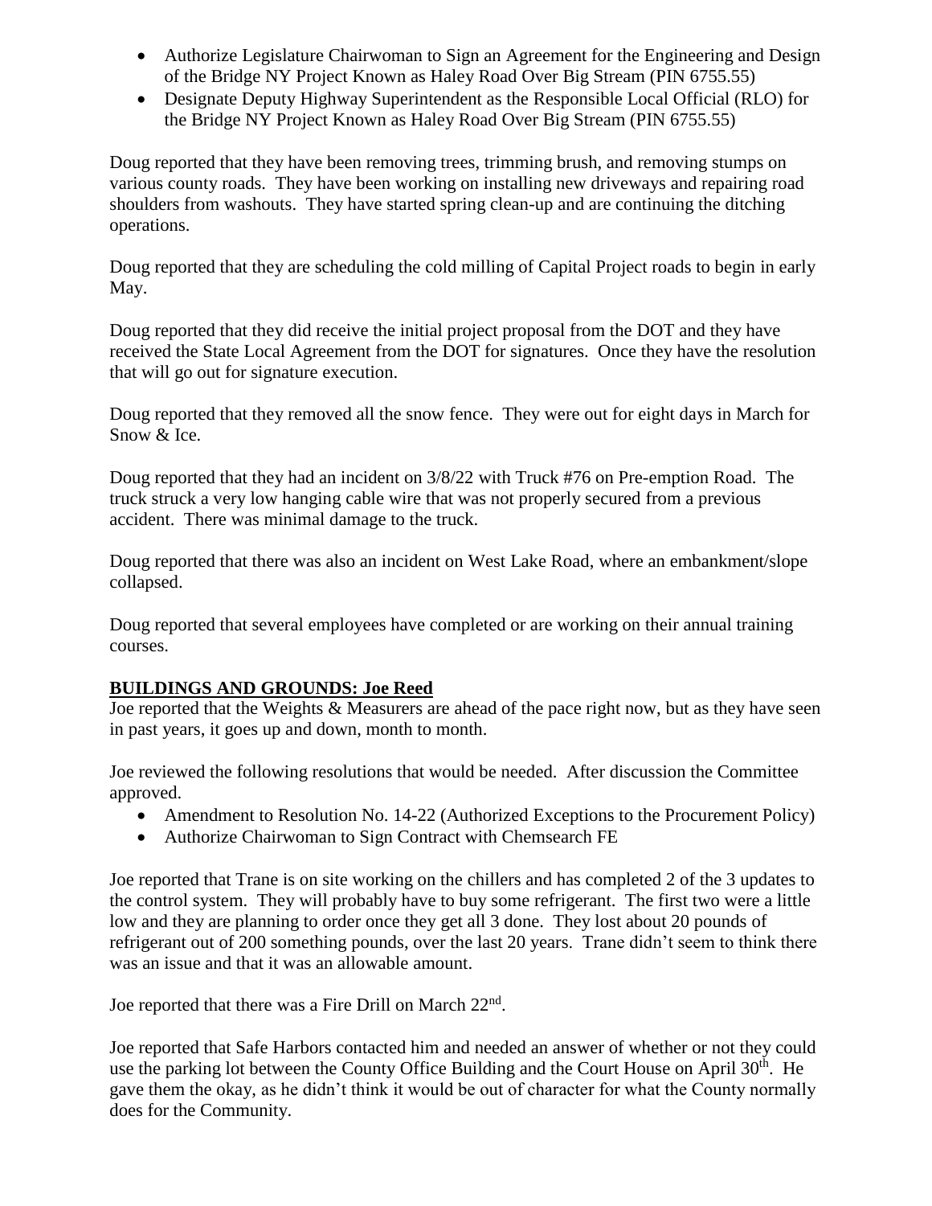- Authorize Legislature Chairwoman to Sign an Agreement for the Engineering and Design of the Bridge NY Project Known as Haley Road Over Big Stream (PIN 6755.55)
- Designate Deputy Highway Superintendent as the Responsible Local Official (RLO) for the Bridge NY Project Known as Haley Road Over Big Stream (PIN 6755.55)

Doug reported that they have been removing trees, trimming brush, and removing stumps on various county roads. They have been working on installing new driveways and repairing road shoulders from washouts. They have started spring clean-up and are continuing the ditching operations.

Doug reported that they are scheduling the cold milling of Capital Project roads to begin in early May.

Doug reported that they did receive the initial project proposal from the DOT and they have received the State Local Agreement from the DOT for signatures. Once they have the resolution that will go out for signature execution.

Doug reported that they removed all the snow fence. They were out for eight days in March for Snow & Ice.

Doug reported that they had an incident on 3/8/22 with Truck #76 on Pre-emption Road. The truck struck a very low hanging cable wire that was not properly secured from a previous accident. There was minimal damage to the truck.

Doug reported that there was also an incident on West Lake Road, where an embankment/slope collapsed.

Doug reported that several employees have completed or are working on their annual training courses.

## BUILDINGS AND GROUNDS: Joe Reed

Joe reported that the Weights & Measurers are ahead of the pace right now, but as they have seen in past years, it goes up and down, month to month.

Joe reviewed the following resolutions that would be needed. After discussion the Committee approved.

- Amendment to Resolution No. 14-22 (Authorized Exceptions to the Procurement Policy)
- Authorize Chairwoman to Sign Contract with Chemsearch FE

Joe reported that Trane is on site working on the chillers and has completed 2 of the 3 updates to the control system. They will probably have to buy some refrigerant. The first two were a little low and they are planning to order once they get all 3 done. They lost about 20 pounds of refrigerant out of 200 something pounds, over the last 20 years. Trane didn't seem to think there was an issue and that it was an allowable amount.

Joe reported that there was a Fire Drill on March 22nd.

Joe reported that Safe Harbors contacted him and needed an answer of whether or not they could use the parking lot between the County Office Building and the Court House on April 30th. He gave them the okay, as he didn't think it would be out of character for what the County normally does for the Community.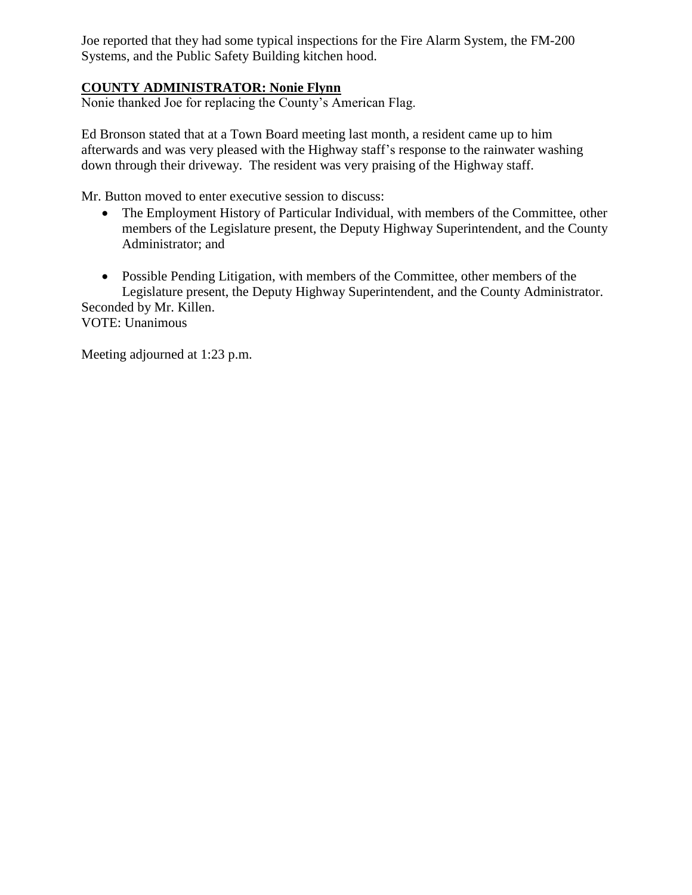Joe reported that they had some typical inspections for the Fire Alarm System, the FM-200 Systems, and the Public Safety Building kitchen hood.

**COUNTY ADMINISTRATOR: Nonie Flynn**

Nonie thanked Joe for replacing the County's American Flag.

Ed Bronson stated that at a Town Board meeting last month, a resident came up to him afterwards and was very pleased with the Highway staff's response to the rainwater washing down through their driveway. The resident was very praising of the Highway staff.

Mr. Button moved to enter executive session to discuss:

- The Employment History of Particular Individual, with members of the Committee, other members of the Legislature present, the Deputy Highway Superintendent, and the County Administrator; and
- Possible Pending Litigation, with members of the Committee, other members of the Legislature present, the Deputy Highway Superintendent, and the County Administrator.

Seconded by Mr. Killen.
VOTE: Unanimous

Meeting adjourned at 1:23 p.m.